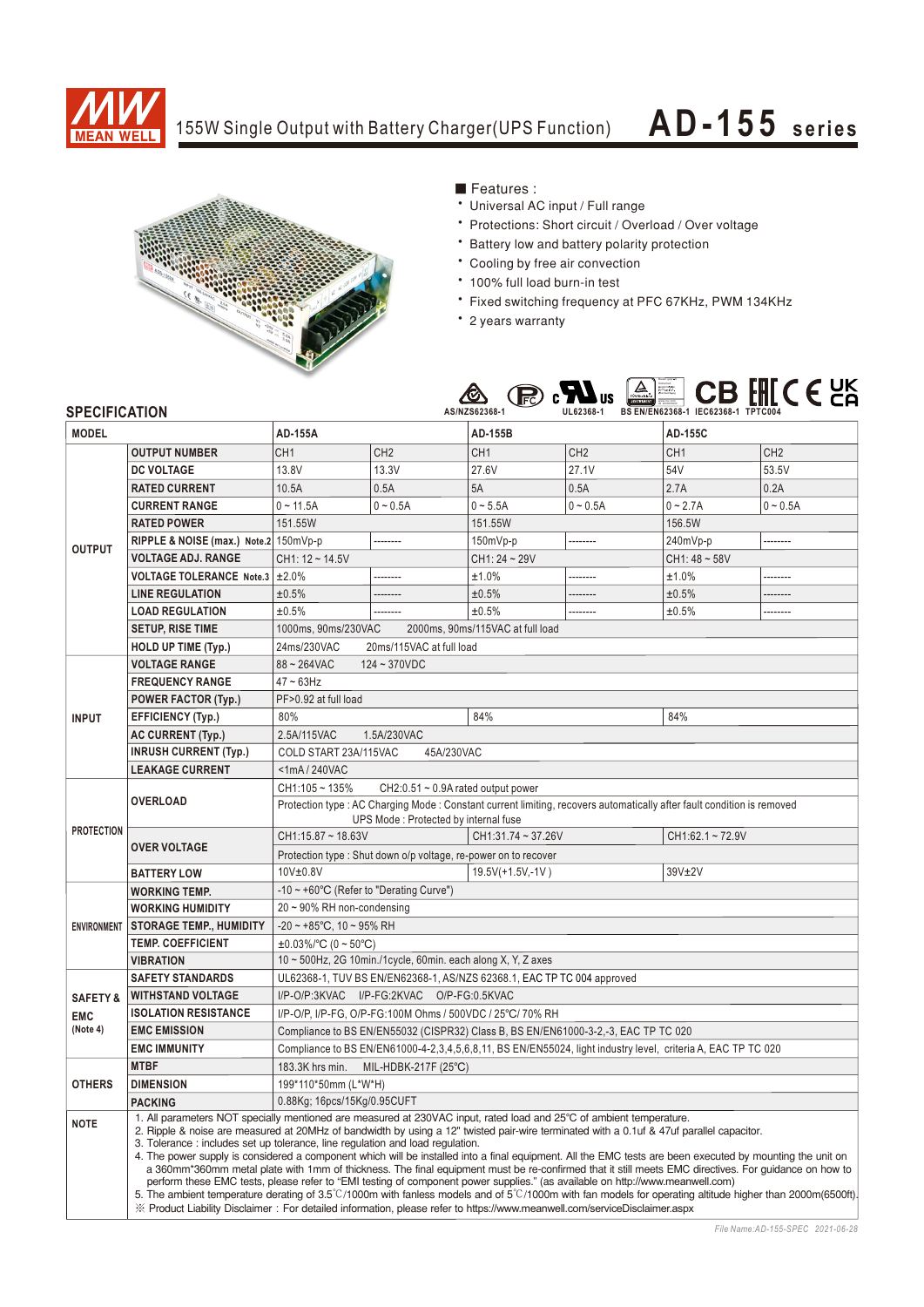# 155W Single Output with Battery Charger(UPS Function) — AD-155 series

■ Features :

- Universal AC input / Full range
- Protections: Short circuit / Overload / Over voltage
- Battery low and battery polarity protection
- Cooling by free air convection
- 100% full load burn-in test
- Fixed switching frequency at PFC 67KHz, PWM 134KHz
- 2 years warranty

AS/NZS62368-1 UL62368-1 BS EN/EN62368-1 IEC62368-1 TPTC004

## SPECIFICATION

| MODEL | | AD-155A | | AD-155B | | AD-155C | |
|---|---|---|---|---|---|---|---|
| OUTPUT | OUTPUT NUMBER | CH1 | CH2 | CH1 | CH2 | CH1 | CH2 |
| | DC VOLTAGE | 13.8V | 13.3V | 27.6V | 27.1V | 54V | 53.5V |
| | RATED CURRENT | 10.5A | 0.5A | 5A | 0.5A | 2.7A | 0.2A |
| | CURRENT RANGE | 0 ~ 11.5A | 0 ~ 0.5A | 0 ~ 5.5A | 0 ~ 0.5A | 0 ~ 2.7A | 0 ~ 0.5A |
| | RATED POWER | 151.55W | | 151.55W | | 156.5W | |
| | RIPPLE & NOISE (max.) Note.2 | 150mVp-p | -------- | 150mVp-p | -------- | 240mVp-p | -------- |
| | VOLTAGE ADJ. RANGE | CH1: 12 ~ 14.5V | | CH1: 24 ~ 29V | | CH1: 48 ~ 58V | |
| | VOLTAGE TOLERANCE Note.3 | ±2.0% | -------- | ±1.0% | -------- | ±1.0% | -------- |
| | LINE REGULATION | ±0.5% | -------- | ±0.5% | -------- | ±0.5% | -------- |
| | LOAD REGULATION | ±0.5% | -------- | ±0.5% | -------- | ±0.5% | -------- |
| | SETUP, RISE TIME | 1000ms, 90ms/230VAC 2000ms, 90ms/115VAC at full load | | | | | |
| | HOLD UP TIME (Typ.) | 24ms/230VAC 20ms/115VAC at full load | | | | | |
| INPUT | VOLTAGE RANGE | 88 ~ 264VAC 124 ~ 370VDC | | | | | |
| | FREQUENCY RANGE | 47 ~ 63Hz | | | | | |
| | POWER FACTOR (Typ.) | PF>0.92 at full load | | | | | |
| | EFFICIENCY (Typ.) | 80% | | 84% | | 84% | |
| | AC CURRENT (Typ.) | 2.5A/115VAC 1.5A/230VAC | | | | | |
| | INRUSH CURRENT (Typ.) | COLD START 23A/115VAC 45A/230VAC | | | | | |
| | LEAKAGE CURRENT | <1mA / 240VAC | | | | | |
| PROTECTION | OVERLOAD | CH1:105 ~ 135% CH2:0.51 ~ 0.9A rated output power | | | | | |
| | | Protection type : AC Charging Mode : Constant current limiting, recovers automatically after fault condition is removed UPS Mode : Protected by internal fuse | | | | | |
| | OVER VOLTAGE | CH1:15.87 ~ 18.63V | | CH1:31.74 ~ 37.26V | | CH1:62.1 ~ 72.9V | |
| | | Protection type : Shut down o/p voltage, re-power on to recover | | | | | |
| | BATTERY LOW | 10V±0.8V | | 19.5V(+1.5V,-1V ) | | 39V±2V | |
| ENVIRONMENT | WORKING TEMP. | -10 ~ +60°C (Refer to "Derating Curve") | | | | | |
| | WORKING HUMIDITY | 20 ~ 90% RH non-condensing | | | | | |
| | STORAGE TEMP., HUMIDITY | -20 ~ +85°C, 10 ~ 95% RH | | | | | |
| | TEMP. COEFFICIENT | ±0.03%/°C (0 ~ 50°C) | | | | | |
| | VIBRATION | 10 ~ 500Hz, 2G 10min./1cycle, 60min. each along X, Y, Z axes | | | | | |
| SAFETY & EMC (Note 4) | SAFETY STANDARDS | UL62368-1, TUV BS EN/EN62368-1, AS/NZS 62368.1, EAC TP TC 004 approved | | | | | |
| | WITHSTAND VOLTAGE | I/P-O/P:3KVAC I/P-FG:2KVAC O/P-FG:0.5KVAC | | | | | |
| | ISOLATION RESISTANCE | I/P-O/P, I/P-FG, O/P-FG:100M Ohms / 500VDC / 25°C/ 70% RH | | | | | |
| | EMC EMISSION | Compliance to BS EN/EN55032 (CISPR32) Class B, BS EN/EN61000-3-2,-3, EAC TP TC 020 | | | | | |
| | EMC IMMUNITY | Compliance to BS EN/EN61000-4-2,3,4,5,6,8,11, BS EN/EN55024, light industry level, criteria A, EAC TP TC 020 | | | | | |
| OTHERS | MTBF | 183.3K hrs min. MIL-HDBK-217F (25°C) | | | | | |
| | DIMENSION | 199*110*50mm (L*W*H) | | | | | |
| | PACKING | 0.88Kg; 16pcs/15Kg/0.95CUFT | | | | | |

**NOTE**

1. All parameters NOT specially mentioned are measured at 230VAC input, rated load and 25°C of ambient temperature.
2. Ripple & noise are measured at 20MHz of bandwidth by using a 12" twisted pair-wire terminated with a 0.1uf & 47uf parallel capacitor.
3. Tolerance : includes set up tolerance, line regulation and load regulation.
4. The power supply is considered a component which will be installed into a final equipment. All the EMC tests are been executed by mounting the unit on a 360mm*360mm metal plate with 1mm of thickness. The final equipment must be re-confirmed that it still meets EMC directives. For guidance on how to perform these EMC tests, please refer to "EMI testing of component power supplies." (as available on http://www.meanwell.com)
5. The ambient temperature derating of 3.5℃/1000m with fanless models and of 5℃/1000m with fan models for operating altitude higher than 2000m(6500ft).

※ Product Liability Disclaimer : For detailed information, please refer to https://www.meanwell.com/serviceDisclaimer.aspx

File Name:AD-155-SPEC 2021-06-28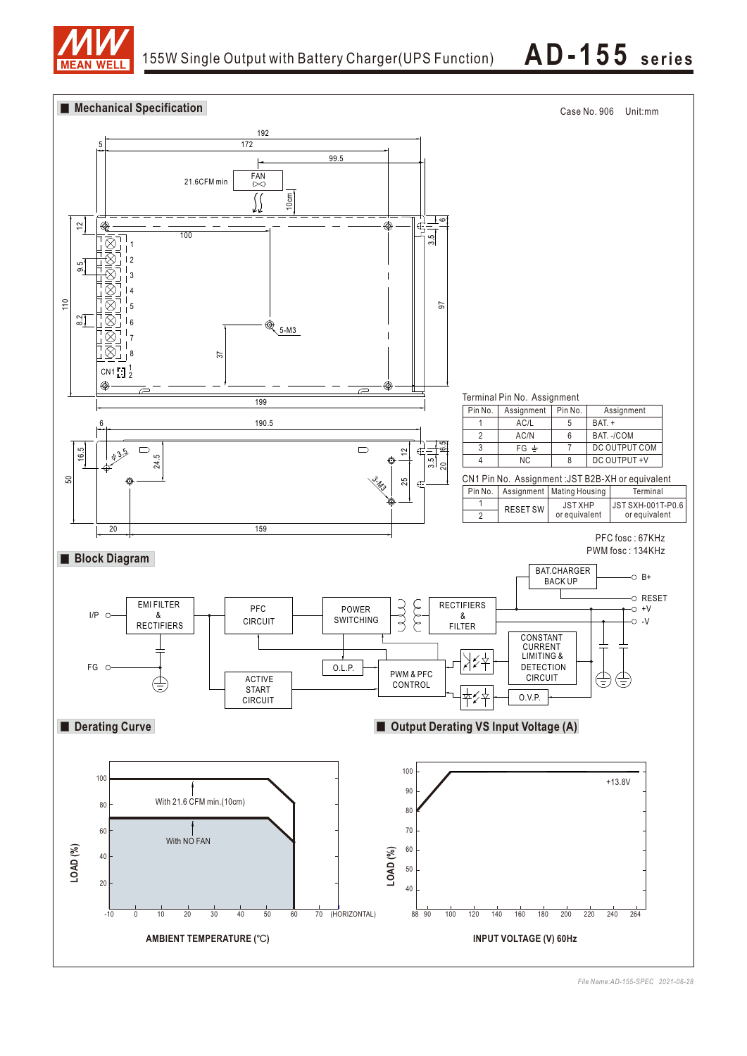# 155W Single Output with Battery Charger(UPS Function) AD-155 series

## Mechanical Specification

Case No. 906 Unit:mm

192
5
172
99.5
21.6CFM min
FAN
10cm
12
100
9.5
110
8.2
5-M3
97
3.5
6
37
CN1
199
6
190.5
16.5
ø3.5
24.5
12
3.5
16.5
20
50
3-M3
25
20
159

**Terminal Pin No. Assignment**

| Pin No. | Assignment | Pin No. | Assignment |
|---|---|---|---|
| 1 | AC/L | 5 | BAT.+ |
| 2 | AC/N | 6 | BAT.-/COM |
| 3 | FG ⏚ | 7 | DC OUTPUT COM |
| 4 | NC | 8 | DC OUTPUT +V |

**CN1 Pin No. Assignment :JST B2B-XH or equivalent**

| Pin No. | Assignment | Mating Housing | Terminal |
|---|---|---|---|
| 1 | RESET SW | JST XHP or equivalent | JST SXH-001T-P0.6 or equivalent |
| 2 | | | |

PFC fosc : 67KHz
PWM fosc : 134KHz

## Block Diagram

I/P
FG
EMI FILTER & RECTIFIERS
PFC CIRCUIT
POWER SWITCHING
RECTIFIERS & FILTER
BAT.CHARGER BACK UP
B+
RESET
+V
-V
O.L.P.
PWM & PFC CONTROL
ACTIVE START CIRCUIT
CONSTANT CURRENT LIMITING & DETECTION CIRCUIT
O.V.P.

## Derating Curve

LOAD (%)
100
80
60
40
20
With 21.6 CFM min.(10cm)
With NO FAN
-10 0 10 20 30 40 50 60 70 (HORIZONTAL)
AMBIENT TEMPERATURE (℃)

## Output Derating VS Input Voltage (A)

LOAD (%)
100
90
80
70
60
50
40
+13.8V
88 90 100 120 140 160 180 200 220 240 264
INPUT VOLTAGE (V) 60Hz

*File Name:AD-155-SPEC 2021-06-28*